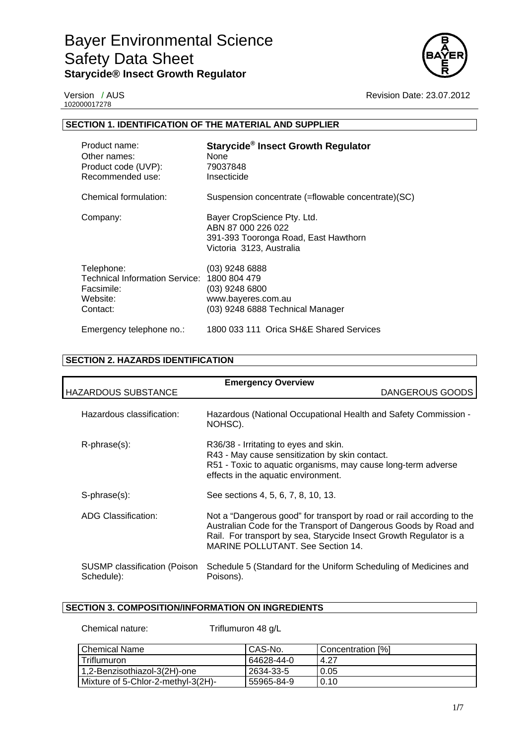# Bayer Environmental Science
# Safety Data Sheet
## Starycide® Insect Growth Regulator

Version / AUS
102000017278

Revision Date: 23.07.2012

### SECTION 1. IDENTIFICATION OF THE MATERIAL AND SUPPLIER

| | |
|---|---|
| Product name: | **Starycide® Insect Growth Regulator** |
| Other names: | None |
| Product code (UVP): | 79037848 |
| Recommended use: | Insecticide |
| Chemical formulation: | Suspension concentrate (=flowable concentrate)(SC) |
| Company: | Bayer CropScience Pty. Ltd.<br>ABN 87 000 226 022<br>391-393 Tooronga Road, East Hawthorn<br>Victoria 3123, Australia |
| Telephone: | (03) 9248 6888 |
| Technical Information Service: | 1800 804 479 |
| Facsimile: | (03) 9248 6800 |
| Website: | www.bayeres.com.au |
| Contact: | (03) 9248 6888 Technical Manager |
| Emergency telephone no.: | 1800 033 111 Orica SH&E Shared Services |

### SECTION 2. HAZARDS IDENTIFICATION

**Emergency Overview**

HAZARDOUS SUBSTANCE — DANGEROUS GOODS

| | |
|---|---|
| Hazardous classification: | Hazardous (National Occupational Health and Safety Commission - NOHSC). |
| R-phrase(s): | R36/38 - Irritating to eyes and skin.<br>R43 - May cause sensitization by skin contact.<br>R51 - Toxic to aquatic organisms, may cause long-term adverse effects in the aquatic environment. |
| S-phrase(s): | See sections 4, 5, 6, 7, 8, 10, 13. |
| ADG Classification: | Not a "Dangerous good" for transport by road or rail according to the Australian Code for the Transport of Dangerous Goods by Road and Rail. For transport by sea, Starycide Insect Growth Regulator is a MARINE POLLUTANT. See Section 14. |
| SUSMP classification (Poison Schedule): | Schedule 5 (Standard for the Uniform Scheduling of Medicines and Poisons). |

### SECTION 3. COMPOSITION/INFORMATION ON INGREDIENTS

Chemical nature: Triflumuron 48 g/L

| Chemical Name | CAS-No. | Concentration [%] |
|---|---|---|
| Triflumuron | 64628-44-0 | 4.27 |
| 1,2-Benzisothiazol-3(2H)-one | 2634-33-5 | 0.05 |
| Mixture of 5-Chlor-2-methyl-3(2H)- | 55965-84-9 | 0.10 |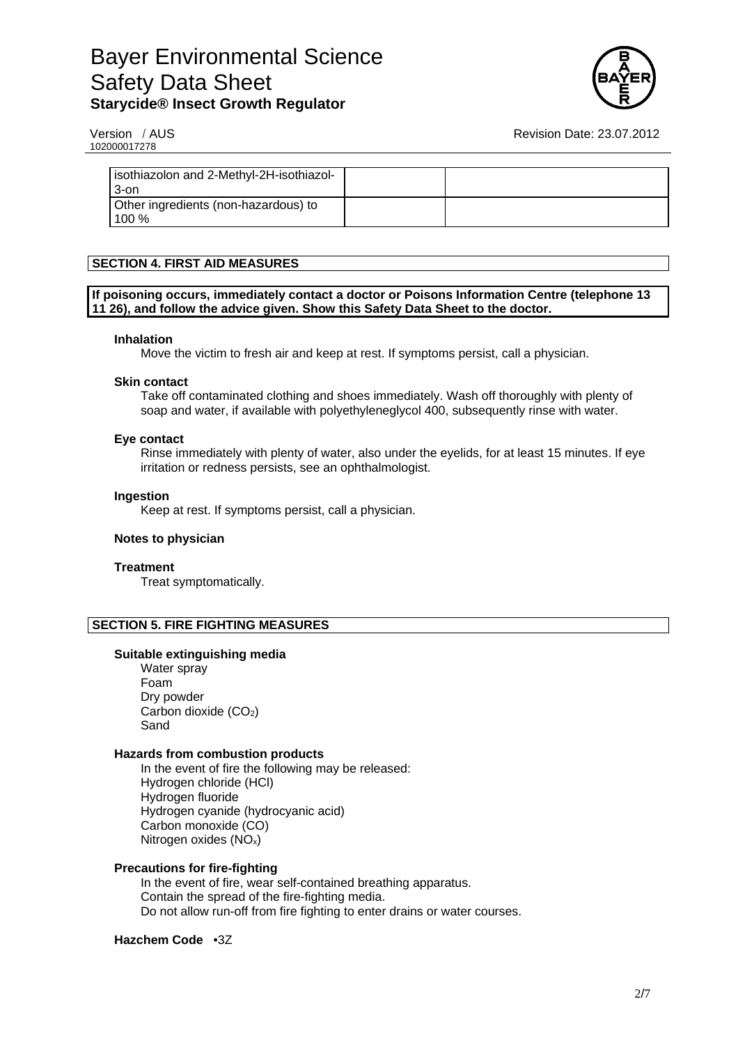| | | |
|---|---|---|
| isothiazolon and 2-Methyl-2H-isothiazol-3-on | | |
| Other ingredients (non-hazardous) to 100 % | | |

## SECTION 4. FIRST AID MEASURES

**If poisoning occurs, immediately contact a doctor or Poisons Information Centre (telephone 13 11 26), and follow the advice given. Show this Safety Data Sheet to the doctor.**

**Inhalation**

Move the victim to fresh air and keep at rest. If symptoms persist, call a physician.

**Skin contact**

Take off contaminated clothing and shoes immediately. Wash off thoroughly with plenty of soap and water, if available with polyethyleneglycol 400, subsequently rinse with water.

**Eye contact**

Rinse immediately with plenty of water, also under the eyelids, for at least 15 minutes. If eye irritation or redness persists, see an ophthalmologist.

**Ingestion**

Keep at rest. If symptoms persist, call a physician.

**Notes to physician**

**Treatment**

Treat symptomatically.

## SECTION 5. FIRE FIGHTING MEASURES

**Suitable extinguishing media**

Water spray
Foam
Dry powder
Carbon dioxide ($CO_2$)
Sand

**Hazards from combustion products**

In the event of fire the following may be released:
Hydrogen chloride (HCl)
Hydrogen fluoride
Hydrogen cyanide (hydrocyanic acid)
Carbon monoxide (CO)
Nitrogen oxides ($NO_x$)

**Precautions for fire-fighting**

In the event of fire, wear self-contained breathing apparatus.
Contain the spread of the fire-fighting media.
Do not allow run-off from fire fighting to enter drains or water courses.

**Hazchem Code** •3Z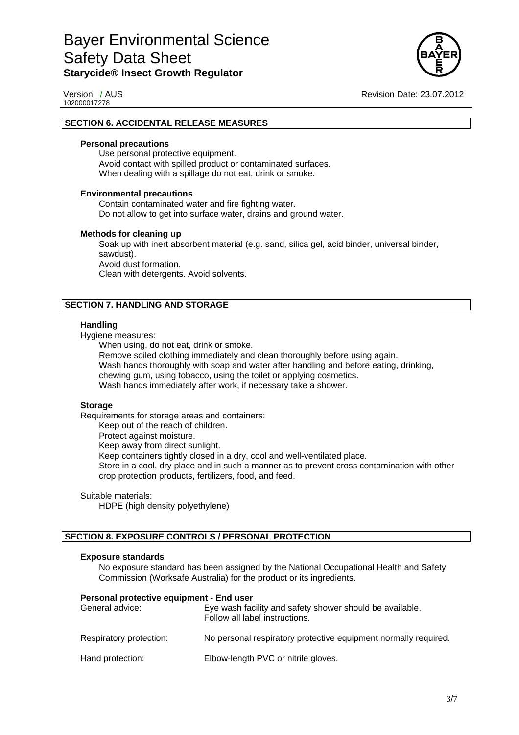## SECTION 6. ACCIDENTAL RELEASE MEASURES

**Personal precautions**

Use personal protective equipment.
Avoid contact with spilled product or contaminated surfaces.
When dealing with a spillage do not eat, drink or smoke.

**Environmental precautions**

Contain contaminated water and fire fighting water.
Do not allow to get into surface water, drains and ground water.

**Methods for cleaning up**

Soak up with inert absorbent material (e.g. sand, silica gel, acid binder, universal binder, sawdust).
Avoid dust formation.
Clean with detergents. Avoid solvents.

## SECTION 7. HANDLING AND STORAGE

**Handling**

Hygiene measures:

When using, do not eat, drink or smoke.
Remove soiled clothing immediately and clean thoroughly before using again.
Wash hands thoroughly with soap and water after handling and before eating, drinking, chewing gum, using tobacco, using the toilet or applying cosmetics.
Wash hands immediately after work, if necessary take a shower.

**Storage**

Requirements for storage areas and containers:

Keep out of the reach of children.
Protect against moisture.
Keep away from direct sunlight.
Keep containers tightly closed in a dry, cool and well-ventilated place.
Store in a cool, dry place and in such a manner as to prevent cross contamination with other crop protection products, fertilizers, food, and feed.

Suitable materials:

HDPE (high density polyethylene)

## SECTION 8. EXPOSURE CONTROLS / PERSONAL PROTECTION

**Exposure standards**

No exposure standard has been assigned by the National Occupational Health and Safety Commission (Worksafe Australia) for the product or its ingredients.

**Personal protective equipment - End user**

| | |
|---|---|
| General advice: | Eye wash facility and safety shower should be available. Follow all label instructions. |
| Respiratory protection: | No personal respiratory protective equipment normally required. |
| Hand protection: | Elbow-length PVC or nitrile gloves. |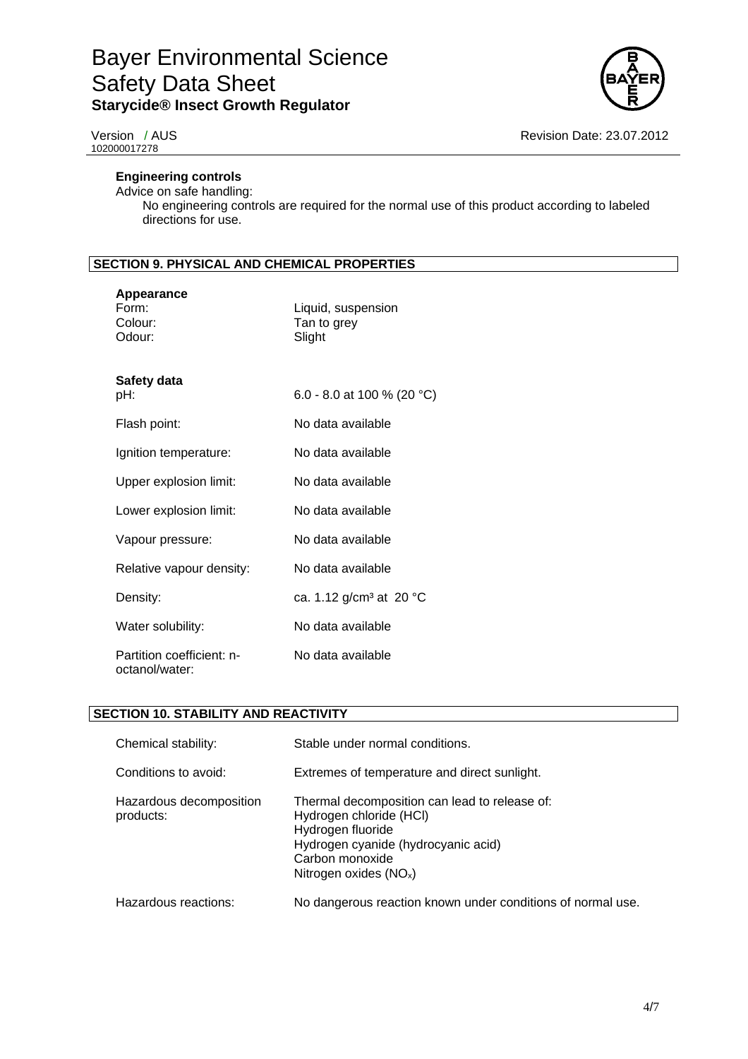**Engineering controls**

Advice on safe handling:

No engineering controls are required for the normal use of this product according to labeled directions for use.

## SECTION 9. PHYSICAL AND CHEMICAL PROPERTIES

**Appearance**

| | |
|---|---|
| Form: | Liquid, suspension |
| Colour: | Tan to grey |
| Odour: | Slight |

**Safety data**

| | |
|---|---|
| pH: | 6.0 - 8.0 at 100 % (20 °C) |
| Flash point: | No data available |
| Ignition temperature: | No data available |
| Upper explosion limit: | No data available |
| Lower explosion limit: | No data available |
| Vapour pressure: | No data available |
| Relative vapour density: | No data available |
| Density: | ca. 1.12 g/cm³ at 20 °C |
| Water solubility: | No data available |
| Partition coefficient: n-octanol/water: | No data available |

## SECTION 10. STABILITY AND REACTIVITY

| | |
|---|---|
| Chemical stability: | Stable under normal conditions. |
| Conditions to avoid: | Extremes of temperature and direct sunlight. |
| Hazardous decomposition products: | Thermal decomposition can lead to release of:<br>Hydrogen chloride (HCl)<br>Hydrogen fluoride<br>Hydrogen cyanide (hydrocyanic acid)<br>Carbon monoxide<br>Nitrogen oxides ($NO_x$) |
| Hazardous reactions: | No dangerous reaction known under conditions of normal use. |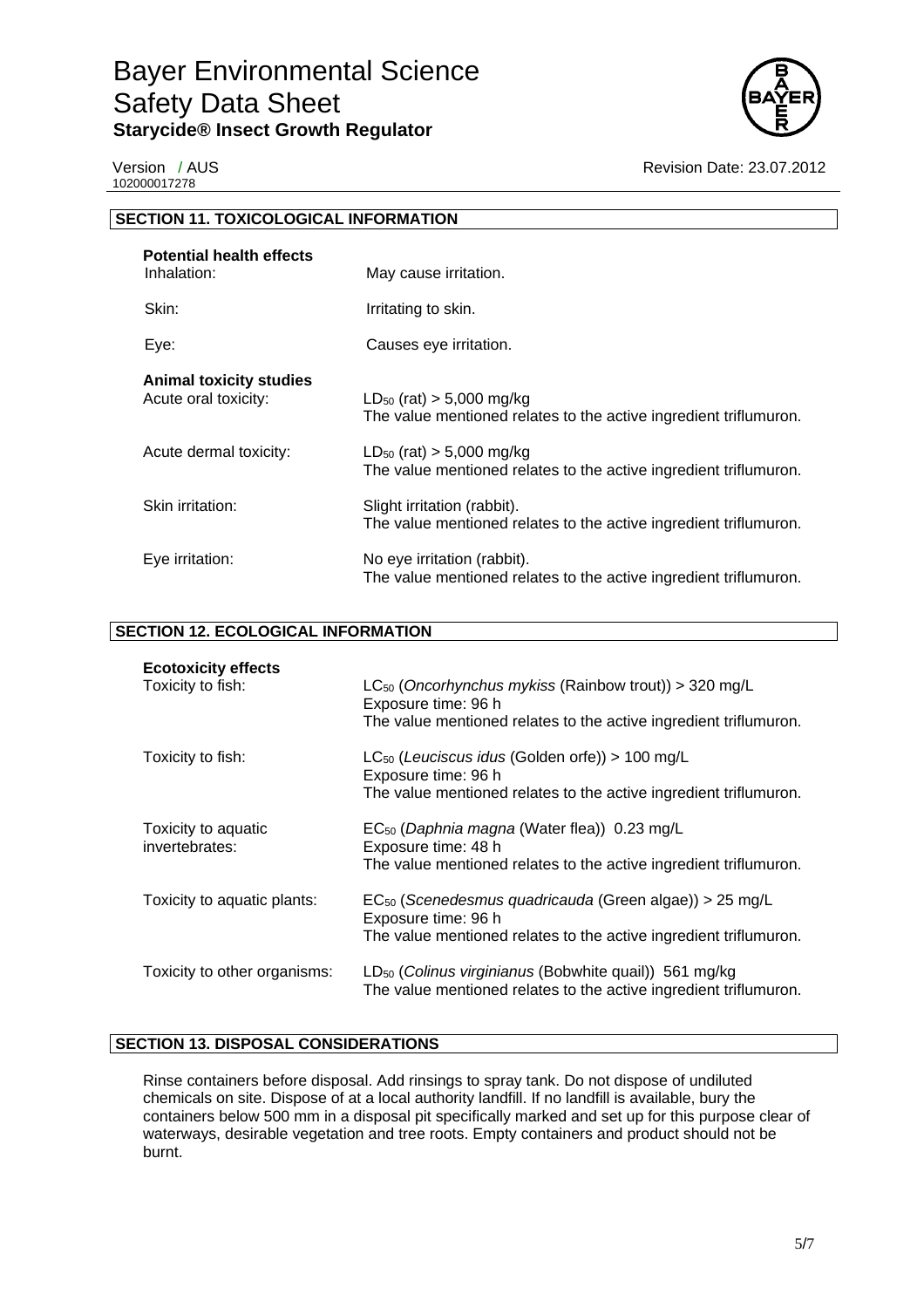## SECTION 11. TOXICOLOGICAL INFORMATION

**Potential health effects**

| | |
|---|---|
| Inhalation: | May cause irritation. |
| Skin: | Irritating to skin. |
| Eye: | Causes eye irritation. |

**Animal toxicity studies**

| | |
|---|---|
| Acute oral toxicity: | $LD_{50}$ (rat) > 5,000 mg/kg<br>The value mentioned relates to the active ingredient triflumuron. |
| Acute dermal toxicity: | $LD_{50}$ (rat) > 5,000 mg/kg<br>The value mentioned relates to the active ingredient triflumuron. |
| Skin irritation: | Slight irritation (rabbit).<br>The value mentioned relates to the active ingredient triflumuron. |
| Eye irritation: | No eye irritation (rabbit).<br>The value mentioned relates to the active ingredient triflumuron. |

## SECTION 12. ECOLOGICAL INFORMATION

**Ecotoxicity effects**

| | |
|---|---|
| Toxicity to fish: | $LC_{50}$ (*Oncorhynchus mykiss* (Rainbow trout)) > 320 mg/L<br>Exposure time: 96 h<br>The value mentioned relates to the active ingredient triflumuron. |
| Toxicity to fish: | $LC_{50}$ (*Leuciscus idus* (Golden orfe)) > 100 mg/L<br>Exposure time: 96 h<br>The value mentioned relates to the active ingredient triflumuron. |
| Toxicity to aquatic invertebrates: | $EC_{50}$ (*Daphnia magna* (Water flea)) 0.23 mg/L<br>Exposure time: 48 h<br>The value mentioned relates to the active ingredient triflumuron. |
| Toxicity to aquatic plants: | $EC_{50}$ (*Scenedesmus quadricauda* (Green algae)) > 25 mg/L<br>Exposure time: 96 h<br>The value mentioned relates to the active ingredient triflumuron. |
| Toxicity to other organisms: | $LD_{50}$ (*Colinus virginianus* (Bobwhite quail)) 561 mg/kg<br>The value mentioned relates to the active ingredient triflumuron. |

## SECTION 13. DISPOSAL CONSIDERATIONS

Rinse containers before disposal. Add rinsings to spray tank. Do not dispose of undiluted chemicals on site. Dispose of at a local authority landfill. If no landfill is available, bury the containers below 500 mm in a disposal pit specifically marked and set up for this purpose clear of waterways, desirable vegetation and tree roots. Empty containers and product should not be burnt.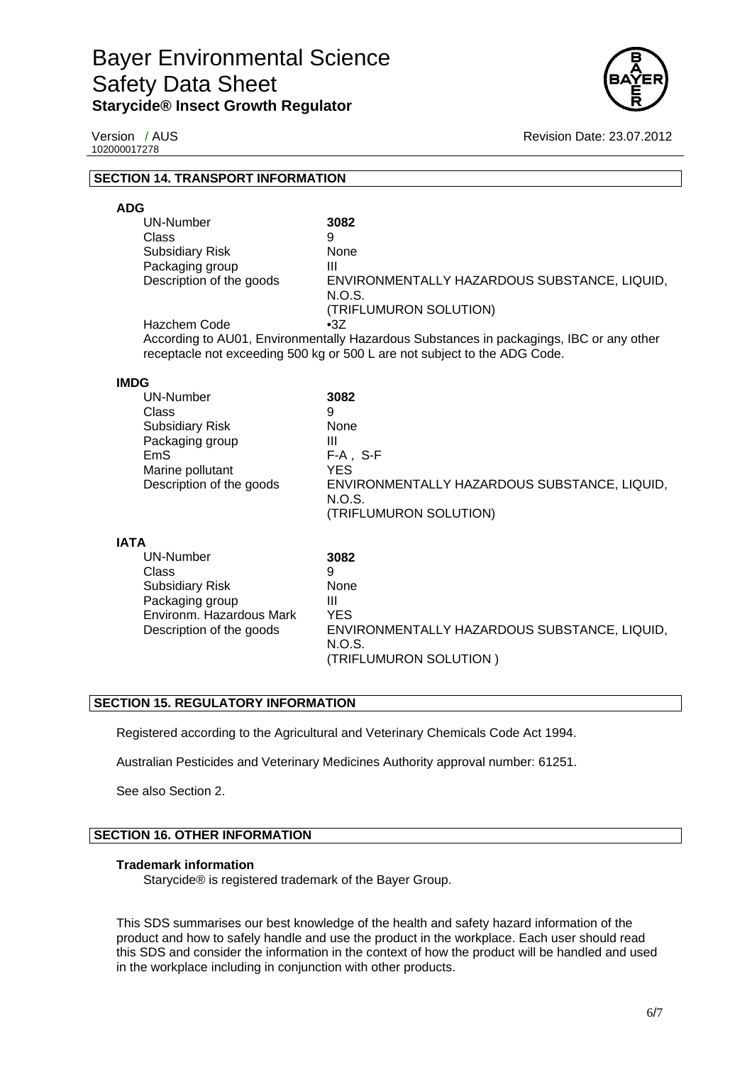## SECTION 14. TRANSPORT INFORMATION

### ADG

| | |
|---|---|
| UN-Number | **3082** |
| Class | 9 |
| Subsidiary Risk | None |
| Packaging group | III |
| Description of the goods | ENVIRONMENTALLY HAZARDOUS SUBSTANCE, LIQUID, N.O.S. (TRIFLUMURON SOLUTION) |
| Hazchem Code | •3Z |

According to AU01, Environmentally Hazardous Substances in packagings, IBC or any other receptacle not exceeding 500 kg or 500 L are not subject to the ADG Code.

### IMDG

| | |
|---|---|
| UN-Number | **3082** |
| Class | 9 |
| Subsidiary Risk | None |
| Packaging group | III |
| EmS | F-A , S-F |
| Marine pollutant | YES |
| Description of the goods | ENVIRONMENTALLY HAZARDOUS SUBSTANCE, LIQUID, N.O.S. (TRIFLUMURON SOLUTION) |

### IATA

| | |
|---|---|
| UN-Number | **3082** |
| Class | 9 |
| Subsidiary Risk | None |
| Packaging group | III |
| Environm. Hazardous Mark | YES |
| Description of the goods | ENVIRONMENTALLY HAZARDOUS SUBSTANCE, LIQUID, N.O.S. (TRIFLUMURON SOLUTION ) |

## SECTION 15. REGULATORY INFORMATION

Registered according to the Agricultural and Veterinary Chemicals Code Act 1994.

Australian Pesticides and Veterinary Medicines Authority approval number: 61251.

See also Section 2.

## SECTION 16. OTHER INFORMATION

**Trademark information**

Starycide® is registered trademark of the Bayer Group.

This SDS summarises our best knowledge of the health and safety hazard information of the product and how to safely handle and use the product in the workplace. Each user should read this SDS and consider the information in the context of how the product will be handled and used in the workplace including in conjunction with other products.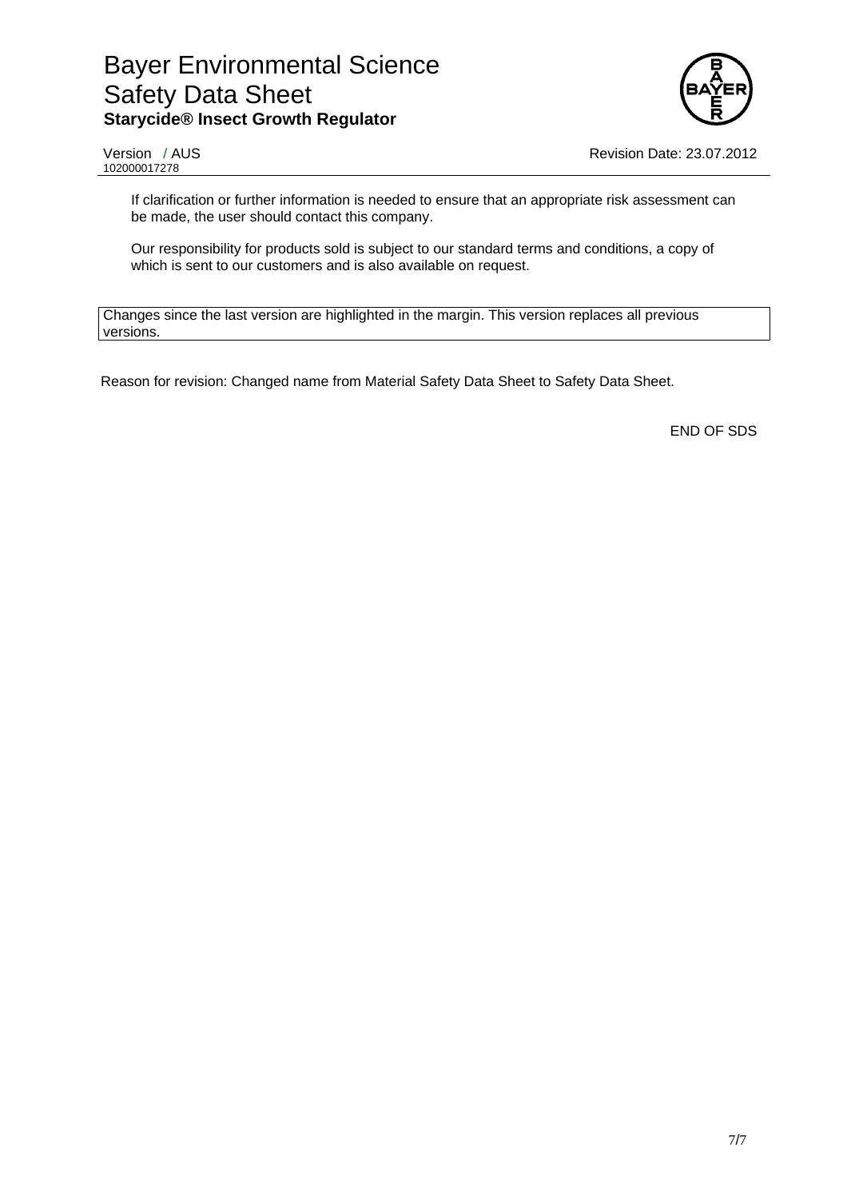If clarification or further information is needed to ensure that an appropriate risk assessment can be made, the user should contact this company.

Our responsibility for products sold is subject to our standard terms and conditions, a copy of which is sent to our customers and is also available on request.

Changes since the last version are highlighted in the margin. This version replaces all previous versions.

Reason for revision: Changed name from Material Safety Data Sheet to Safety Data Sheet.

END OF SDS